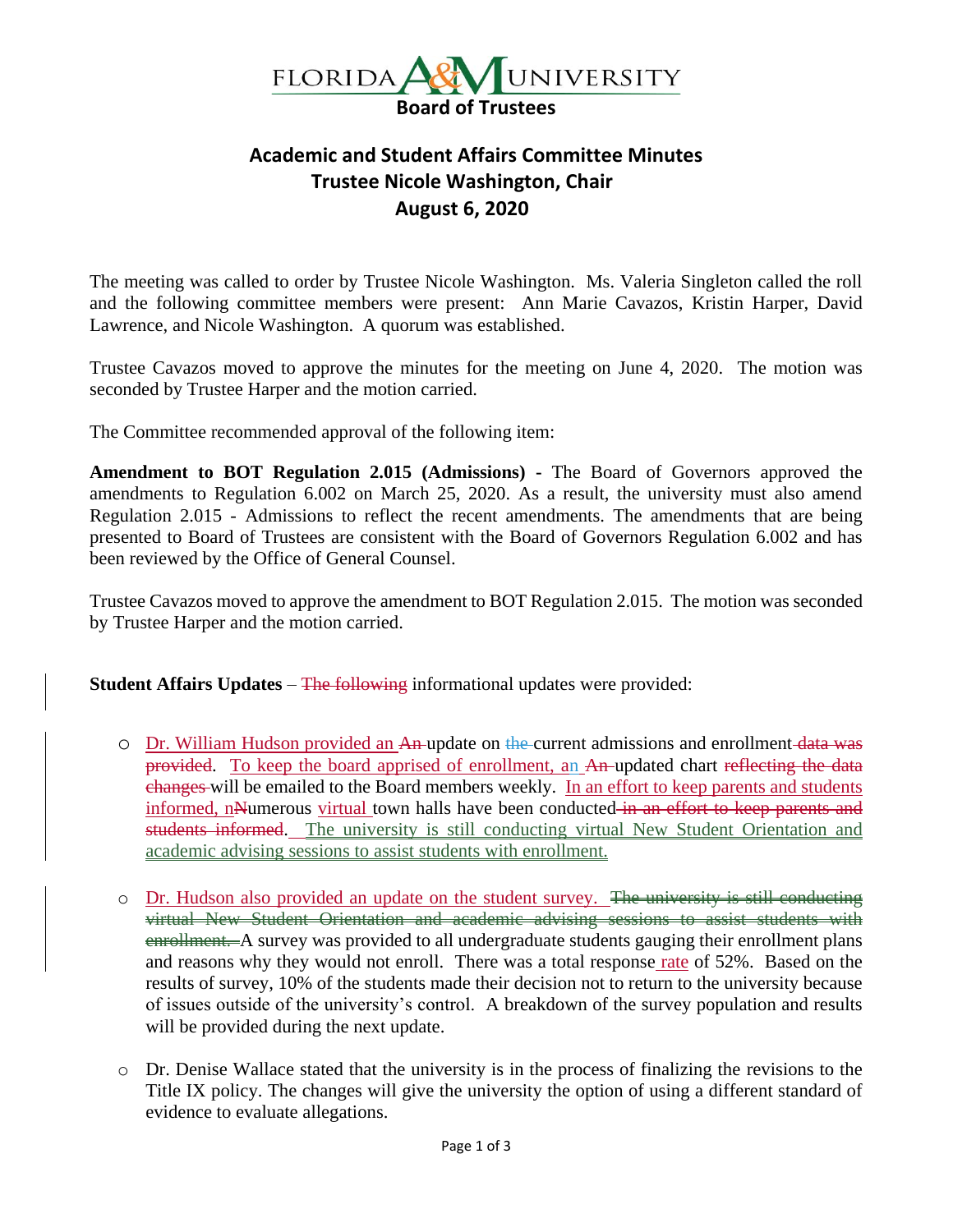FLORIDA A&M UNIVERSITY
**Board of Trustees**

## Academic and Student Affairs Committee Minutes
## Trustee Nicole Washington, Chair
## August 6, 2020

The meeting was called to order by Trustee Nicole Washington. Ms. Valeria Singleton called the roll and the following committee members were present: Ann Marie Cavazos, Kristin Harper, David Lawrence, and Nicole Washington. A quorum was established.

Trustee Cavazos moved to approve the minutes for the meeting on June 4, 2020. The motion was seconded by Trustee Harper and the motion carried.

The Committee recommended approval of the following item:

**Amendment to BOT Regulation 2.015 (Admissions)** - The Board of Governors approved the amendments to Regulation 6.002 on March 25, 2020. As a result, the university must also amend Regulation 2.015 - Admissions to reflect the recent amendments. The amendments that are being presented to Board of Trustees are consistent with the Board of Governors Regulation 6.002 and has been reviewed by the Office of General Counsel.

Trustee Cavazos moved to approve the amendment to BOT Regulation 2.015. The motion was seconded by Trustee Harper and the motion carried.

**Student Affairs Updates** – ~~The following~~ informational updates were provided:

- Dr. William Hudson provided an ~~An~~ update on ~~the~~ current admissions and enrollment ~~data was provided~~. To keep the board apprised of enrollment, an ~~An~~ updated chart ~~reflecting the data changes~~ will be emailed to the Board members weekly. In an effort to keep parents and students informed, n~~N~~umerous virtual town halls have been conducted ~~in an effort to keep parents and students informed~~. The university is still conducting virtual New Student Orientation and academic advising sessions to assist students with enrollment.

- Dr. Hudson also provided an update on the student survey. ~~The university is still conducting virtual New Student Orientation and academic advising sessions to assist students with enrollment.~~ A survey was provided to all undergraduate students gauging their enrollment plans and reasons why they would not enroll. There was a total response rate of 52%. Based on the results of survey, 10% of the students made their decision not to return to the university because of issues outside of the university's control. A breakdown of the survey population and results will be provided during the next update.

- Dr. Denise Wallace stated that the university is in the process of finalizing the revisions to the Title IX policy. The changes will give the university the option of using a different standard of evidence to evaluate allegations.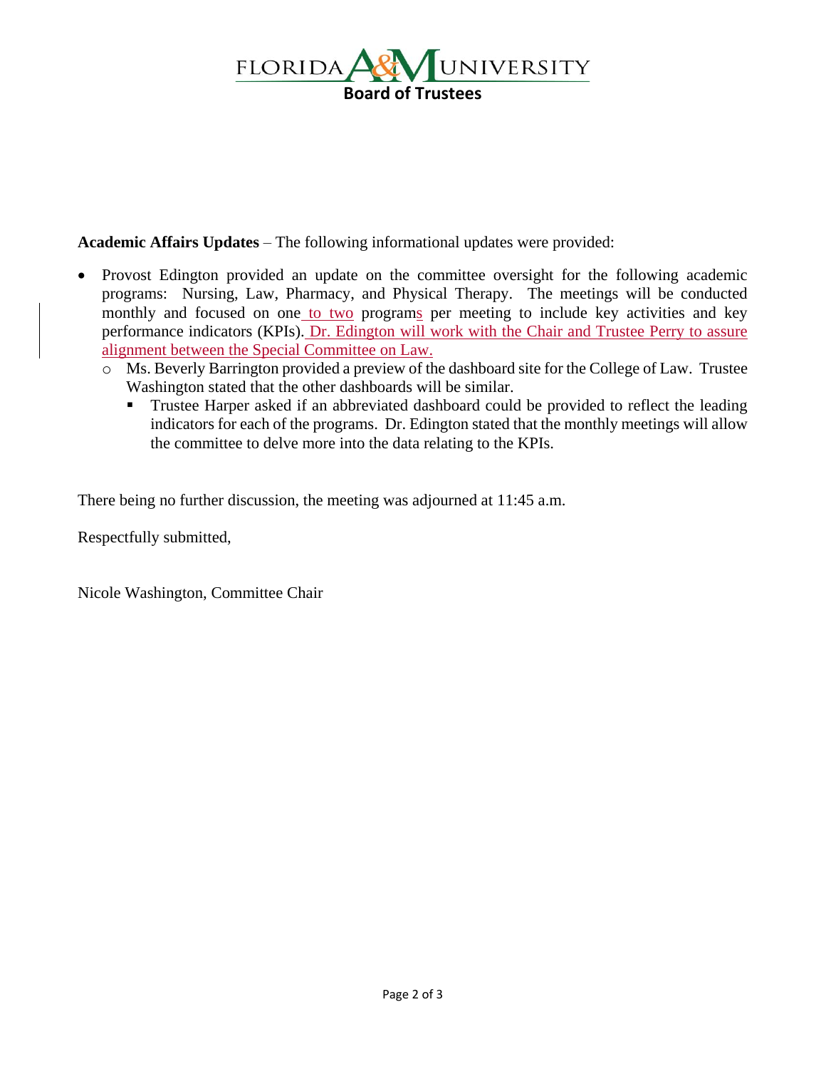**Academic Affairs Updates** – The following informational updates were provided:

- Provost Edington provided an update on the committee oversight for the following academic programs: Nursing, Law, Pharmacy, and Physical Therapy. The meetings will be conducted monthly and focused on one to two programs per meeting to include key activities and key performance indicators (KPIs). Dr. Edington will work with the Chair and Trustee Perry to assure alignment between the Special Committee on Law.
  - Ms. Beverly Barrington provided a preview of the dashboard site for the College of Law. Trustee Washington stated that the other dashboards will be similar.
    - Trustee Harper asked if an abbreviated dashboard could be provided to reflect the leading indicators for each of the programs. Dr. Edington stated that the monthly meetings will allow the committee to delve more into the data relating to the KPIs.

There being no further discussion, the meeting was adjourned at 11:45 a.m.

Respectfully submitted,

Nicole Washington, Committee Chair